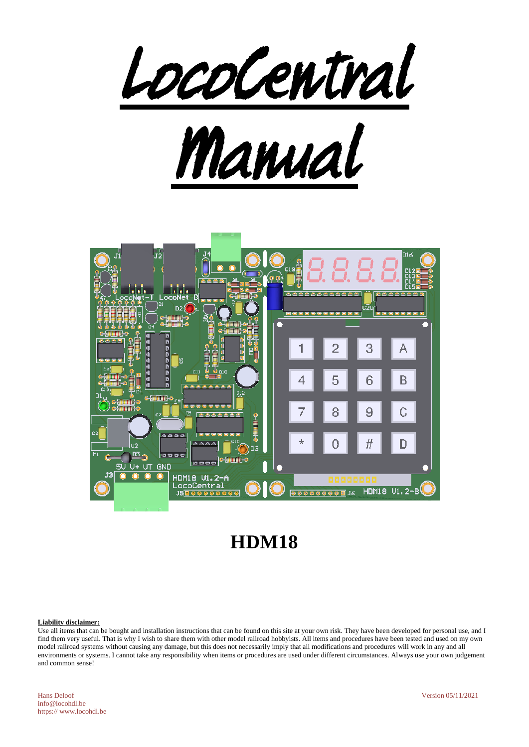# LocoCentral

# Manual

# HDM18

**Liability disclaimer:**

Use all items that can be bought and installation instructions that can be found on this site at your own risk. They have been developed for personal use, and I find them very useful. That is why I wish to share them with other model railroad hobbyists. All items and procedures have been tested and used on my own model railroad systems without causing any damage, but this does not necessarily imply that all modifications and procedures will work in any and all environments or systems. I cannot take any responsibility when items or procedures are used under different circumstances. Always use your own judgement and common sense!

Hans Deloof
info@locohdl.be
https:// www.locohdl.be

Version 05/11/2021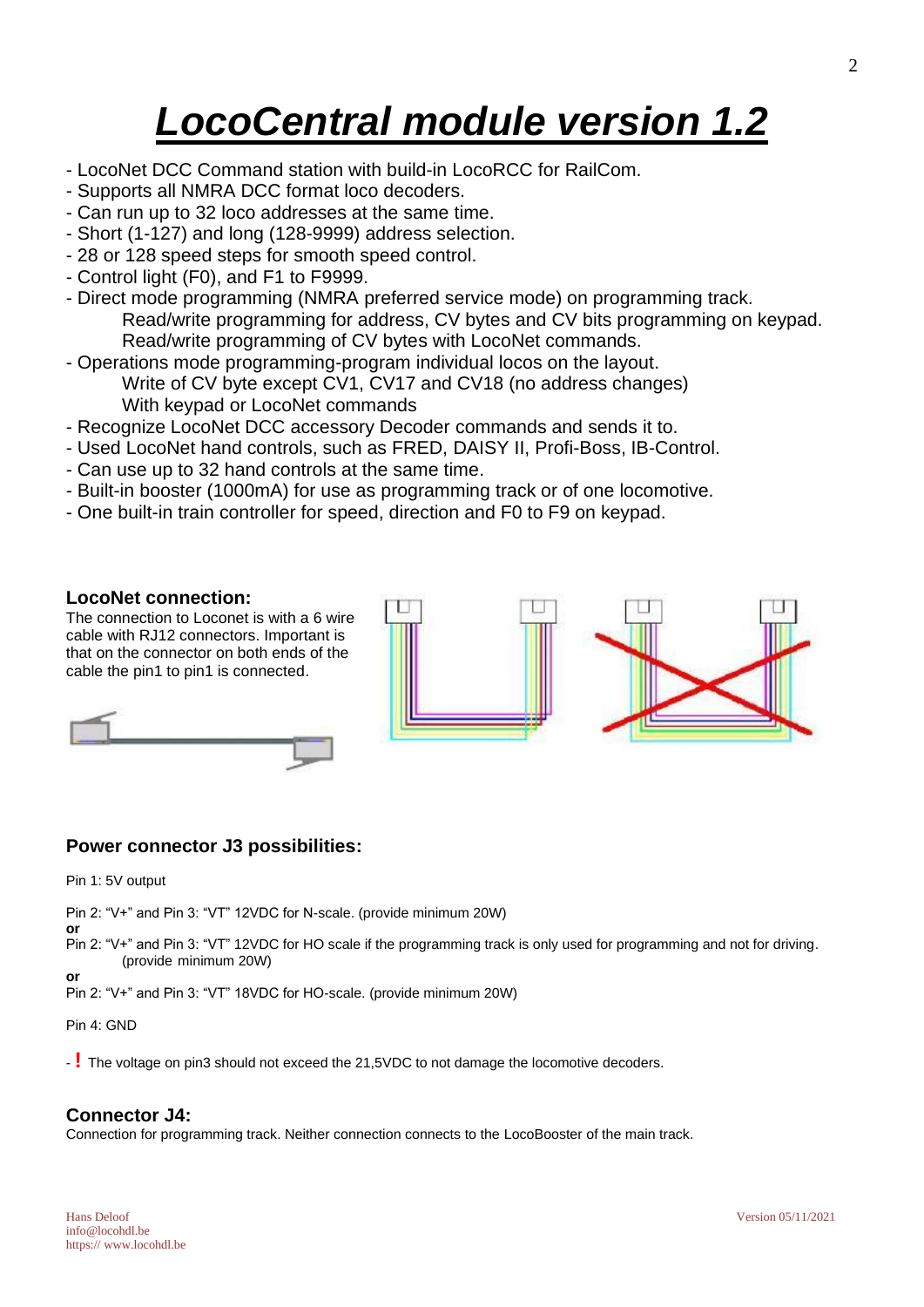# LocoCentral module version 1.2

- LocoNet DCC Command station with build-in LocoRCC for RailCom.
- Supports all NMRA DCC format loco decoders.
- Can run up to 32 loco addresses at the same time.
- Short (1-127) and long (128-9999) address selection.
- 28 or 128 speed steps for smooth speed control.
- Control light (F0), and F1 to F9999.
- Direct mode programming (NMRA preferred service mode) on programming track.
  Read/write programming for address, CV bytes and CV bits programming on keypad.
  Read/write programming of CV bytes with LocoNet commands.
- Operations mode programming-program individual locos on the layout.
  Write of CV byte except CV1, CV17 and CV18 (no address changes)
  With keypad or LocoNet commands
- Recognize LocoNet DCC accessory Decoder commands and sends it to.
- Used LocoNet hand controls, such as FRED, DAISY II, Profi-Boss, IB-Control.
- Can use up to 32 hand controls at the same time.
- Built-in booster (1000mA) for use as programming track or of one locomotive.
- One built-in train controller for speed, direction and F0 to F9 on keypad.

### LocoNet connection:

The connection to Loconet is with a 6 wire cable with RJ12 connectors. Important is that on the connector on both ends of the cable the pin1 to pin1 is connected.

### Power connector J3 possibilities:

Pin 1: 5V output

Pin 2: "V+" and Pin 3: "VT" 12VDC for N-scale. (provide minimum 20W)
**or**
Pin 2: "V+" and Pin 3: "VT" 12VDC for HO scale if the programming track is only used for programming and not for driving. (provide minimum 20W)
**or**
Pin 2: "V+" and Pin 3: "VT" 18VDC for HO-scale. (provide minimum 20W)

Pin 4: GND

- **!** The voltage on pin3 should not exceed the 21,5VDC to not damage the locomotive decoders.

### Connector J4:

Connection for programming track. Neither connection connects to the LocoBooster of the main track.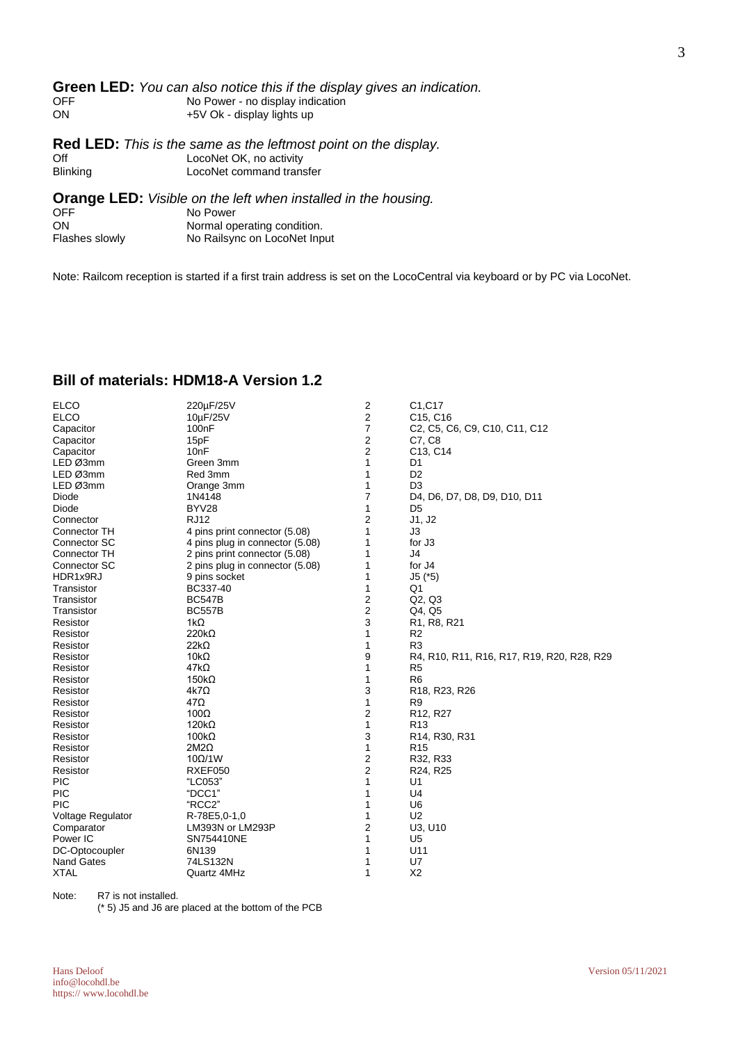**Green LED:** *You can also notice this if the display gives an indication.*

| | |
|---|---|
| OFF | No Power - no display indication |
| ON | +5V Ok - display lights up |

**Red LED:** *This is the same as the leftmost point on the display.*

| | |
|---|---|
| Off | LocoNet OK, no activity |
| Blinking | LocoNet command transfer |

**Orange LED:** *Visible on the left when installed in the housing.*

| | |
|---|---|
| OFF | No Power |
| ON | Normal operating condition. |
| Flashes slowly | No Railsync on LocoNet Input |

Note: Railcom reception is started if a first train address is set on the LocoCentral via keyboard or by PC via LocoNet.

## Bill of materials: HDM18-A Version 1.2

| | | | |
|---|---|---|---|
| ELCO | 220µF/25V | 2 | C1,C17 |
| ELCO | 10µF/25V | 2 | C15, C16 |
| Capacitor | 100nF | 7 | C2, C5, C6, C9, C10, C11, C12 |
| Capacitor | 15pF | 2 | C7, C8 |
| Capacitor | 10nF | 2 | C13, C14 |
| LED Ø3mm | Green 3mm | 1 | D1 |
| LED Ø3mm | Red 3mm | 1 | D2 |
| LED Ø3mm | Orange 3mm | 1 | D3 |
| Diode | 1N4148 | 7 | D4, D6, D7, D8, D9, D10, D11 |
| Diode | BYV28 | 1 | D5 |
| Connector | RJ12 | 2 | J1, J2 |
| Connector TH | 4 pins print connector (5.08) | 1 | J3 |
| Connector SC | 4 pins plug in connector (5.08) | 1 | for J3 |
| Connector TH | 2 pins print connector (5.08) | 1 | J4 |
| Connector SC | 2 pins plug in connector (5.08) | 1 | for J4 |
| HDR1x9RJ | 9 pins socket | 1 | J5 (*5) |
| Transistor | BC337-40 | 1 | Q1 |
| Transistor | BC547B | 2 | Q2, Q3 |
| Transistor | BC557B | 2 | Q4, Q5 |
| Resistor | 1kΩ | 3 | R1, R8, R21 |
| Resistor | 220kΩ | 1 | R2 |
| Resistor | 22kΩ | 1 | R3 |
| Resistor | 10kΩ | 9 | R4, R10, R11, R16, R17, R19, R20, R28, R29 |
| Resistor | 47kΩ | 1 | R5 |
| Resistor | 150kΩ | 1 | R6 |
| Resistor | 4k7Ω | 3 | R18, R23, R26 |
| Resistor | 47Ω | 1 | R9 |
| Resistor | 100Ω | 2 | R12, R27 |
| Resistor | 120kΩ | 1 | R13 |
| Resistor | 100kΩ | 3 | R14, R30, R31 |
| Resistor | 2M2Ω | 1 | R15 |
| Resistor | 10Ω/1W | 2 | R32, R33 |
| Resistor | RXEF050 | 2 | R24, R25 |
| PIC | "LC053" | 1 | U1 |
| PIC | "DCC1" | 1 | U4 |
| PIC | "RCC2" | 1 | U6 |
| Voltage Regulator | R-78E5,0-1,0 | 1 | U2 |
| Comparator | LM393N or LM293P | 2 | U3, U10 |
| Power IC | SN754410NE | 1 | U5 |
| DC-Optocoupler | 6N139 | 1 | U11 |
| Nand Gates | 74LS132N | 1 | U7 |
| XTAL | Quartz 4MHz | 1 | X2 |

Note: R7 is not installed.
(* 5) J5 and J6 are placed at the bottom of the PCB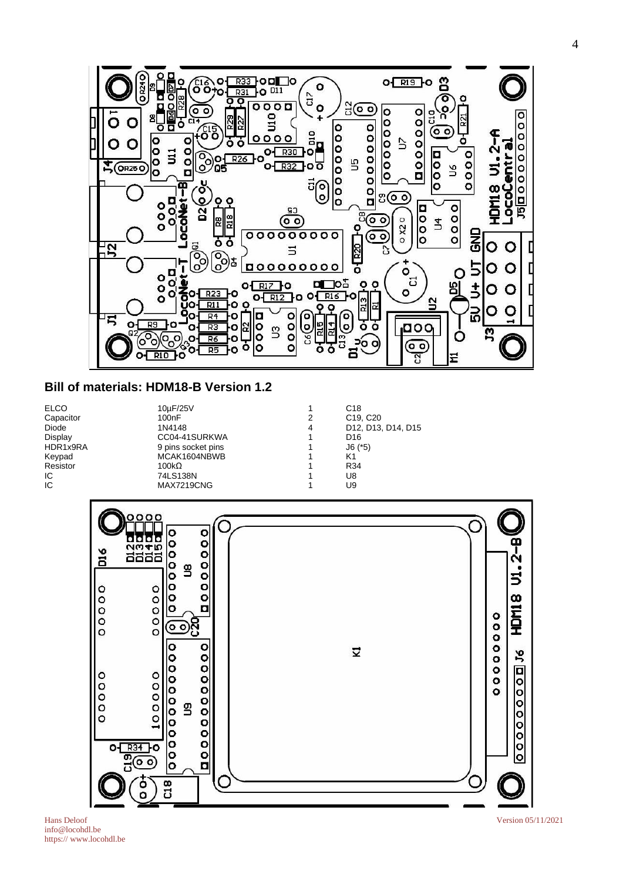## Bill of materials: HDM18-B Version 1.2

| | | | |
|---|---|---|---|
| ELCO | 10µF/25V | 1 | C18 |
| Capacitor | 100nF | 2 | C19, C20 |
| Diode | 1N4148 | 4 | D12, D13, D14, D15 |
| Display | CC04-41SURKWA | 1 | D16 |
| HDR1x9RA | 9 pins socket pins | 1 | J6 (*5) |
| Keypad | MCAK1604NBWB | 1 | K1 |
| Resistor | 100kΩ | 1 | R34 |
| IC | 74LS138N | 1 | U8 |
| IC | MAX7219CNG | 1 | U9 |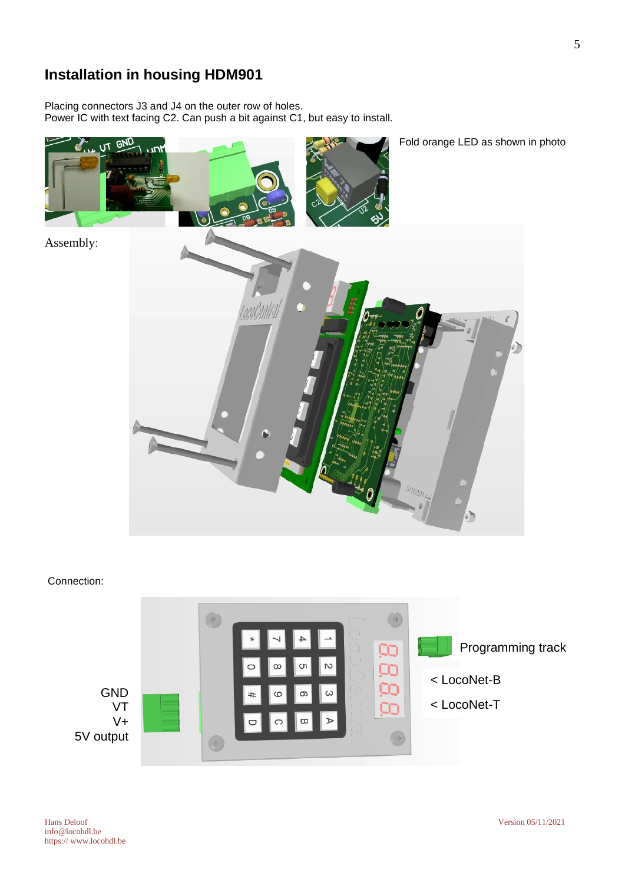# Installation in housing HDM901

Placing connectors J3 and J4 on the outer row of holes.
Power IC with text facing C2. Can push a bit against C1, but easy to install.

Fold orange LED as shown in photo

Assembly:

Connection:

Programming track

< LocoNet-B

< LocoNet-T

GND
VT
V+
5V output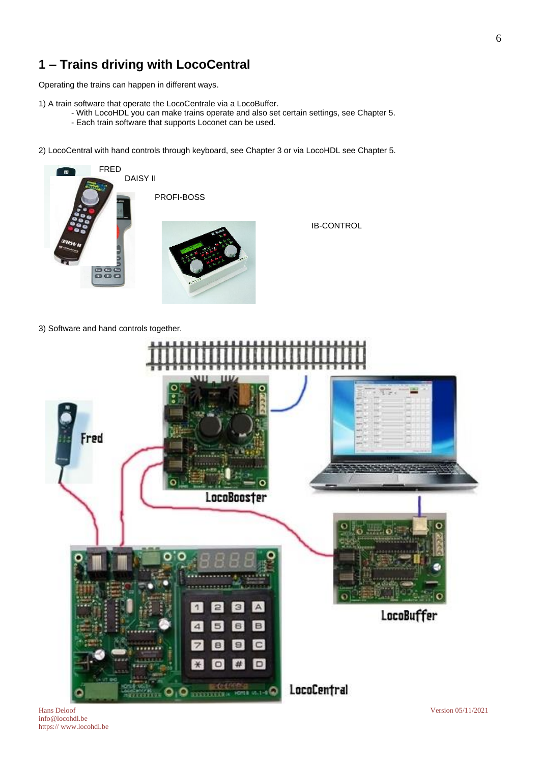# 1 – Trains driving with LocoCentral

Operating the trains can happen in different ways.

1) A train software that operate the LocoCentrale via a LocoBuffer.
   - With LocoHDL you can make trains operate and also set certain settings, see Chapter 5.
   - Each train software that supports Loconet can be used.

2) LocoCentral with hand controls through keyboard, see Chapter 3 or via LocoHDL see Chapter 5.

FRED

DAISY II

PROFI-BOSS

IB-CONTROL

3) Software and hand controls together.

Fred

LocoBooster

LocoBuffer

LocoCentral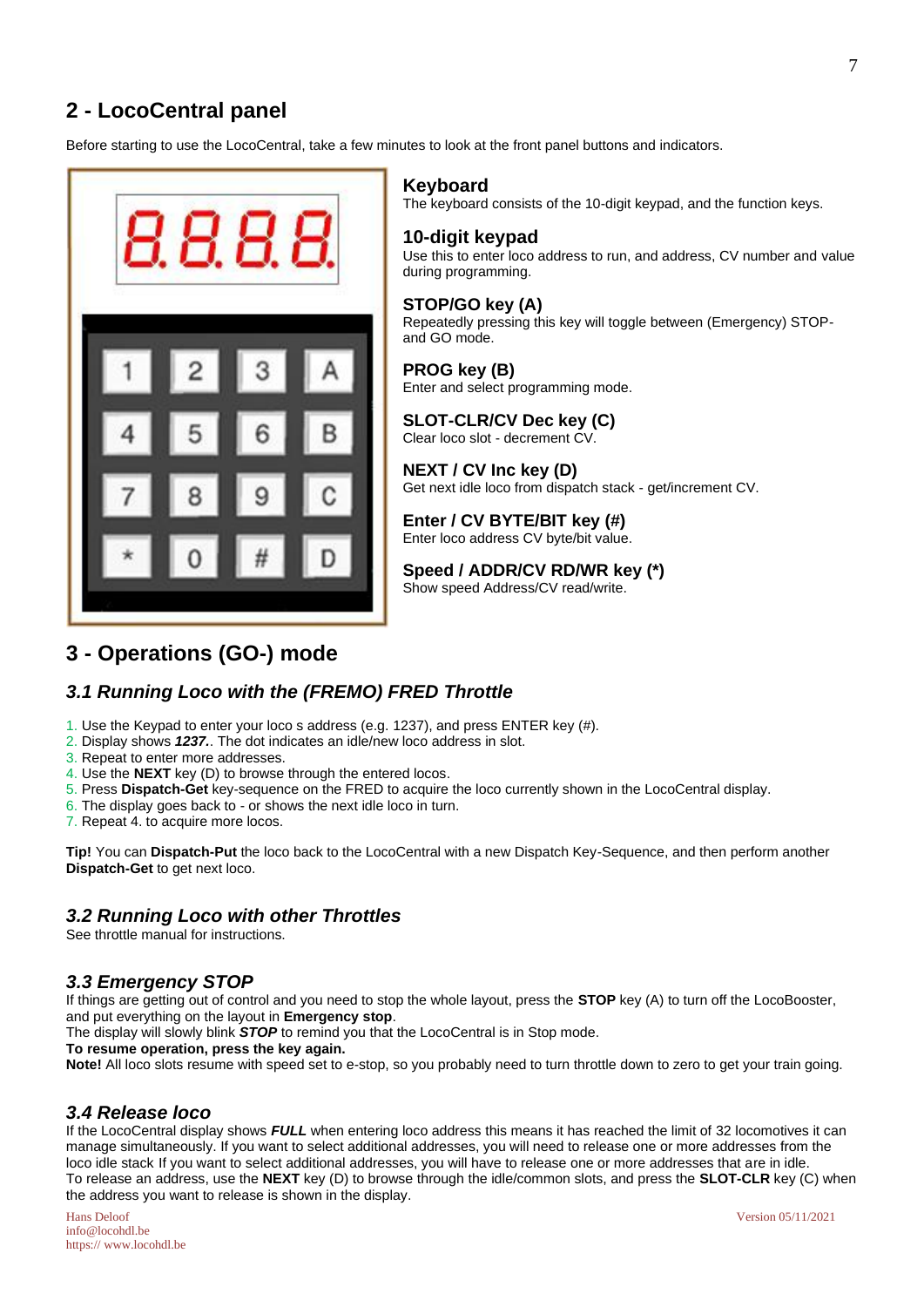## 2 - LocoCentral panel

Before starting to use the LocoCentral, take a few minutes to look at the front panel buttons and indicators.

### Keyboard

The keyboard consists of the 10-digit keypad, and the function keys.

### 10-digit keypad

Use this to enter loco address to run, and address, CV number and value during programming.

### STOP/GO key (A)

Repeatedly pressing this key will toggle between (Emergency) STOP- and GO mode.

### PROG key (B)

Enter and select programming mode.

### SLOT-CLR/CV Dec key (C)

Clear loco slot - decrement CV.

### NEXT / CV Inc key (D)

Get next idle loco from dispatch stack - get/increment CV.

### Enter / CV BYTE/BIT key (#)

Enter loco address CV byte/bit value.

### Speed / ADDR/CV RD/WR key (*)

Show speed Address/CV read/write.

## 3 - Operations (GO-) mode

### *3.1 Running Loco with the (FREMO) FRED Throttle*

1. Use the Keypad to enter your loco s address (e.g. 1237), and press ENTER key (#).
2. Display shows ***1237.***. The dot indicates an idle/new loco address in slot.
3. Repeat to enter more addresses.
4. Use the **NEXT** key (D) to browse through the entered locos.
5. Press **Dispatch-Get** key-sequence on the FRED to acquire the loco currently shown in the LocoCentral display.
6. The display goes back to - or shows the next idle loco in turn.
7. Repeat 4. to acquire more locos.

**Tip!** You can **Dispatch-Put** the loco back to the LocoCentral with a new Dispatch Key-Sequence, and then perform another **Dispatch-Get** to get next loco.

### *3.2 Running Loco with other Throttles*

See throttle manual for instructions.

### *3.3 Emergency STOP*

If things are getting out of control and you need to stop the whole layout, press the **STOP** key (A) to turn off the LocoBooster, and put everything on the layout in **Emergency stop**.
The display will slowly blink ***STOP*** to remind you that the LocoCentral is in Stop mode.
**To resume operation, press the key again.**
**Note!** All loco slots resume with speed set to e-stop, so you probably need to turn throttle down to zero to get your train going.

### *3.4 Release loco*

If the LocoCentral display shows ***FULL*** when entering loco address this means it has reached the limit of 32 locomotives it can manage simultaneously. If you want to select additional addresses, you will need to release one or more addresses from the loco idle stack If you want to select additional addresses, you will have to release one or more addresses that are in idle.
To release an address, use the **NEXT** key (D) to browse through the idle/common slots, and press the **SLOT-CLR** key (C) when the address you want to release is shown in the display.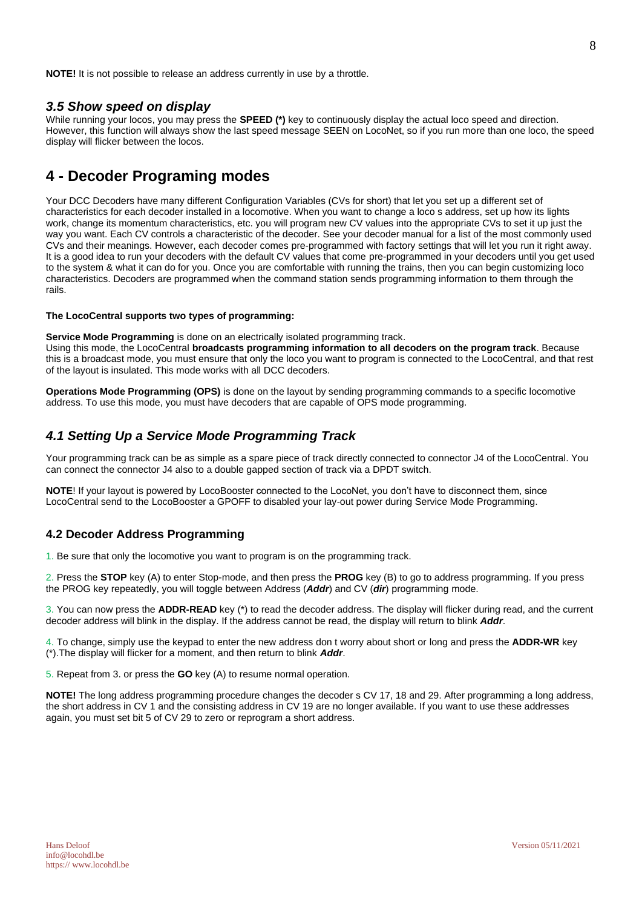**NOTE!** It is not possible to release an address currently in use by a throttle.

## *3.5 Show speed on display*

While running your locos, you may press the **SPEED (*)** key to continuously display the actual loco speed and direction. However, this function will always show the last speed message SEEN on LocoNet, so if you run more than one loco, the speed display will flicker between the locos.

# 4 - Decoder Programing modes

Your DCC Decoders have many different Configuration Variables (CVs for short) that let you set up a different set of characteristics for each decoder installed in a locomotive. When you want to change a loco s address, set up how its lights work, change its momentum characteristics, etc. you will program new CV values into the appropriate CVs to set it up just the way you want. Each CV controls a characteristic of the decoder. See your decoder manual for a list of the most commonly used CVs and their meanings. However, each decoder comes pre-programmed with factory settings that will let you run it right away. It is a good idea to run your decoders with the default CV values that come pre-programmed in your decoders until you get used to the system & what it can do for you. Once you are comfortable with running the trains, then you can begin customizing loco characteristics. Decoders are programmed when the command station sends programming information to them through the rails.

**The LocoCentral supports two types of programming:**

**Service Mode Programming** is done on an electrically isolated programming track.
Using this mode, the LocoCentral **broadcasts programming information to all decoders on the program track**. Because this is a broadcast mode, you must ensure that only the loco you want to program is connected to the LocoCentral, and that rest of the layout is insulated. This mode works with all DCC decoders.

**Operations Mode Programming (OPS)** is done on the layout by sending programming commands to a specific locomotive address. To use this mode, you must have decoders that are capable of OPS mode programming.

## *4.1 Setting Up a Service Mode Programming Track*

Your programming track can be as simple as a spare piece of track directly connected to connector J4 of the LocoCentral. You can connect the connector J4 also to a double gapped section of track via a DPDT switch.

**NOTE**! If your layout is powered by LocoBooster connected to the LocoNet, you don't have to disconnect them, since LocoCentral send to the LocoBooster a GPOFF to disabled your lay-out power during Service Mode Programming.

### 4.2 Decoder Address Programming

1. Be sure that only the locomotive you want to program is on the programming track.

2. Press the **STOP** key (A) to enter Stop-mode, and then press the **PROG** key (B) to go to address programming. If you press the PROG key repeatedly, you will toggle between Address (***Addr***) and CV (***dir***) programming mode.

3. You can now press the **ADDR-READ** key (*) to read the decoder address. The display will flicker during read, and the current decoder address will blink in the display. If the address cannot be read, the display will return to blink ***Addr***.

4. To change, simply use the keypad to enter the new address don t worry about short or long and press the **ADDR-WR** key (*).The display will flicker for a moment, and then return to blink ***Addr***.

5. Repeat from 3. or press the **GO** key (A) to resume normal operation.

**NOTE!** The long address programming procedure changes the decoder s CV 17, 18 and 29. After programming a long address, the short address in CV 1 and the consisting address in CV 19 are no longer available. If you want to use these addresses again, you must set bit 5 of CV 29 to zero or reprogram a short address.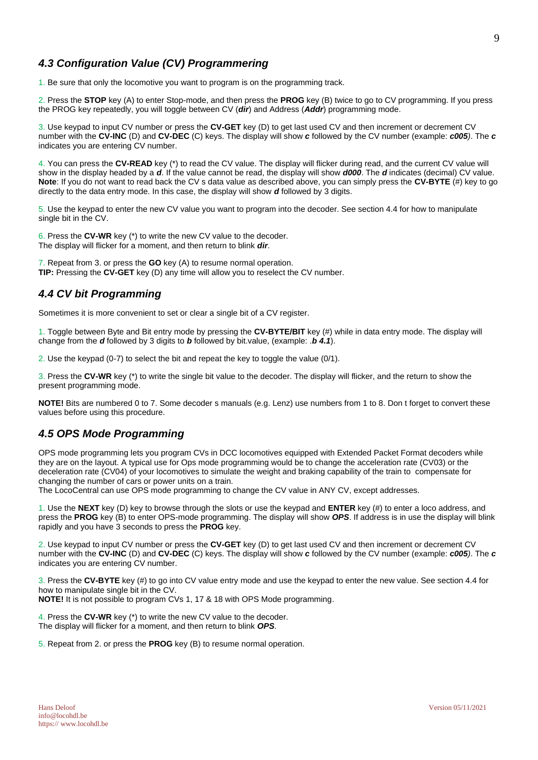## *4.3 Configuration Value (CV) Programmering*

1. Be sure that only the locomotive you want to program is on the programming track.

2. Press the **STOP** key (A) to enter Stop-mode, and then press the **PROG** key (B) twice to go to CV programming. If you press the PROG key repeatedly, you will toggle between CV (***dir***) and Address (***Addr***) programming mode.

3. Use keypad to input CV number or press the **CV-GET** key (D) to get last used CV and then increment or decrement CV number with the **CV-INC** (D) and **CV-DEC** (C) keys. The display will show ***c*** followed by the CV number (example: ***c005***). The ***c*** indicates you are entering CV number.

4. You can press the **CV-READ** key (*) to read the CV value. The display will flicker during read, and the current CV value will show in the display headed by a ***d***. If the value cannot be read, the display will show ***d000***. The ***d*** indicates (decimal) CV value. **Note**: If you do not want to read back the CV s data value as described above, you can simply press the **CV-BYTE** (#) key to go directly to the data entry mode. In this case, the display will show ***d*** followed by 3 digits.

5. Use the keypad to enter the new CV value you want to program into the decoder. See section 4.4 for how to manipulate single bit in the CV.

6. Press the **CV-WR** key (*) to write the new CV value to the decoder.
The display will flicker for a moment, and then return to blink ***dir***.

7. Repeat from 3. or press the **GO** key (A) to resume normal operation.
**TIP:** Pressing the **CV-GET** key (D) any time will allow you to reselect the CV number.

## *4.4 CV bit Programming*

Sometimes it is more convenient to set or clear a single bit of a CV register.

1. Toggle between Byte and Bit entry mode by pressing the **CV-BYTE/BIT** key (#) while in data entry mode. The display will change from the ***d*** followed by 3 digits to ***b*** followed by bit.value, (example: .***b 4.1***).

2. Use the keypad (0-7) to select the bit and repeat the key to toggle the value (0/1).

3. Press the **CV-WR** key (*) to write the single bit value to the decoder. The display will flicker, and the return to show the present programming mode.

**NOTE!** Bits are numbered 0 to 7. Some decoder s manuals (e.g. Lenz) use numbers from 1 to 8. Don t forget to convert these values before using this procedure.

## *4.5 OPS Mode Programming*

OPS mode programming lets you program CVs in DCC locomotives equipped with Extended Packet Format decoders while they are on the layout. A typical use for Ops mode programming would be to change the acceleration rate (CV03) or the deceleration rate (CV04) of your locomotives to simulate the weight and braking capability of the train to compensate for changing the number of cars or power units on a train.
The LocoCentral can use OPS mode programming to change the CV value in ANY CV, except addresses.

1. Use the **NEXT** key (D) key to browse through the slots or use the keypad and **ENTER** key (#) to enter a loco address, and press the **PROG** key (B) to enter OPS-mode programming. The display will show ***OPS***. If address is in use the display will blink rapidly and you have 3 seconds to press the **PROG** key.

2. Use keypad to input CV number or press the **CV-GET** key (D) to get last used CV and then increment or decrement CV number with the **CV-INC** (D) and **CV-DEC** (C) keys. The display will show ***c*** followed by the CV number (example: ***c005***). The ***c*** indicates you are entering CV number.

3. Press the **CV-BYTE** key (#) to go into CV value entry mode and use the keypad to enter the new value. See section 4.4 for how to manipulate single bit in the CV.
**NOTE!** It is not possible to program CVs 1, 17 & 18 with OPS Mode programming.

4. Press the **CV-WR** key (*) to write the new CV value to the decoder.
The display will flicker for a moment, and then return to blink ***OPS***.

5. Repeat from 2. or press the **PROG** key (B) to resume normal operation.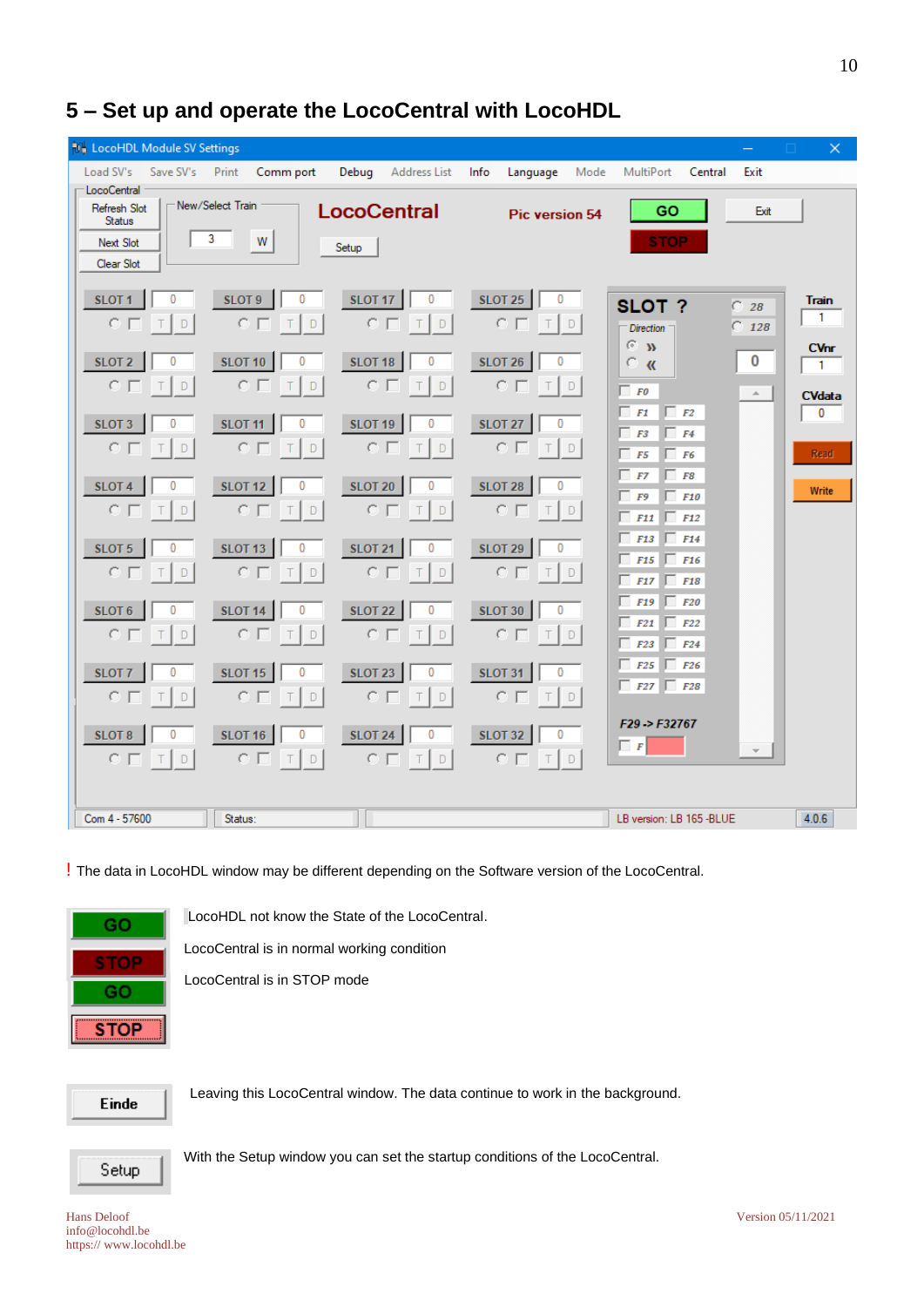# 5 – Set up and operate the LocoCentral with LocoHDL

! The data in LocoHDL window may be different depending on the Software version of the LocoCentral.

| | |
|---|---|
| GO / STOP | LocoHDL not know the State of the LocoCentral. |
| GO | LocoCentral is in normal working condition |
| STOP | LocoCentral is in STOP mode |

**Einde** — Leaving this LocoCentral window. The data continue to work in the background.

**Setup** — With the Setup window you can set the startup conditions of the LocoCentral.

Hans Deloof
info@locohdl.be
https:// www.locohdl.be

Version 05/11/2021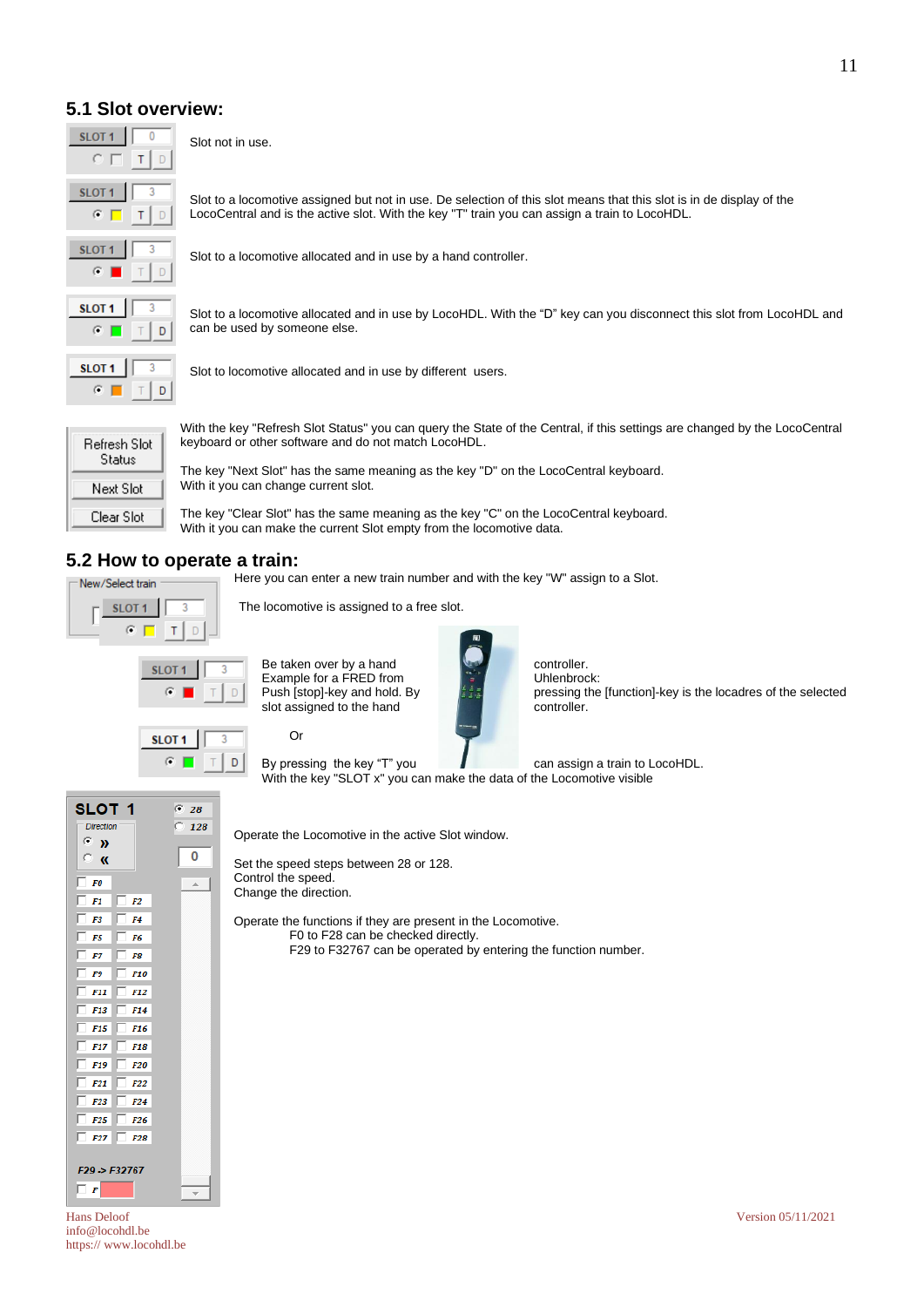## 5.1 Slot overview:

Slot not in use.

Slot to a locomotive assigned but not in use. De selection of this slot means that this slot is in de display of the LocoCentral and is the active slot. With the key "T" train you can assign a train to LocoHDL.

Slot to a locomotive allocated and in use by a hand controller.

Slot to a locomotive allocated and in use by LocoHDL. With the "D" key can you disconnect this slot from LocoHDL and can be used by someone else.

Slot to locomotive allocated and in use by different users.

With the key "Refresh Slot Status" you can query the State of the Central, if this settings are changed by the LocoCentral keyboard or other software and do not match LocoHDL.

The key "Next Slot" has the same meaning as the key "D" on the LocoCentral keyboard.
With it you can change current slot.

The key "Clear Slot" has the same meaning as the key "C" on the LocoCentral keyboard.
With it you can make the current Slot empty from the locomotive data.

## 5.2 How to operate a train:

Here you can enter a new train number and with the key "W" assign to a Slot.

The locomotive is assigned to a free slot.

Be taken over by a hand controller.
Example for a FRED from Uhlenbrock:
Push [stop]-key and hold. By pressing the [function]-key is the locadres of the selected slot assigned to the hand controller.

Or

By pressing the key "T" you can assign a train to LocoHDL.
With the key "SLOT x" you can make the data of the Locomotive visible

Operate the Locomotive in the active Slot window.

Set the speed steps between 28 or 128.
Control the speed.
Change the direction.

Operate the functions if they are present in the Locomotive.
F0 to F28 can be checked directly.
F29 to F32767 can be operated by entering the function number.

Hans Deloof
info@locohdl.be
https:// www.locohdl.be

Version 05/11/2021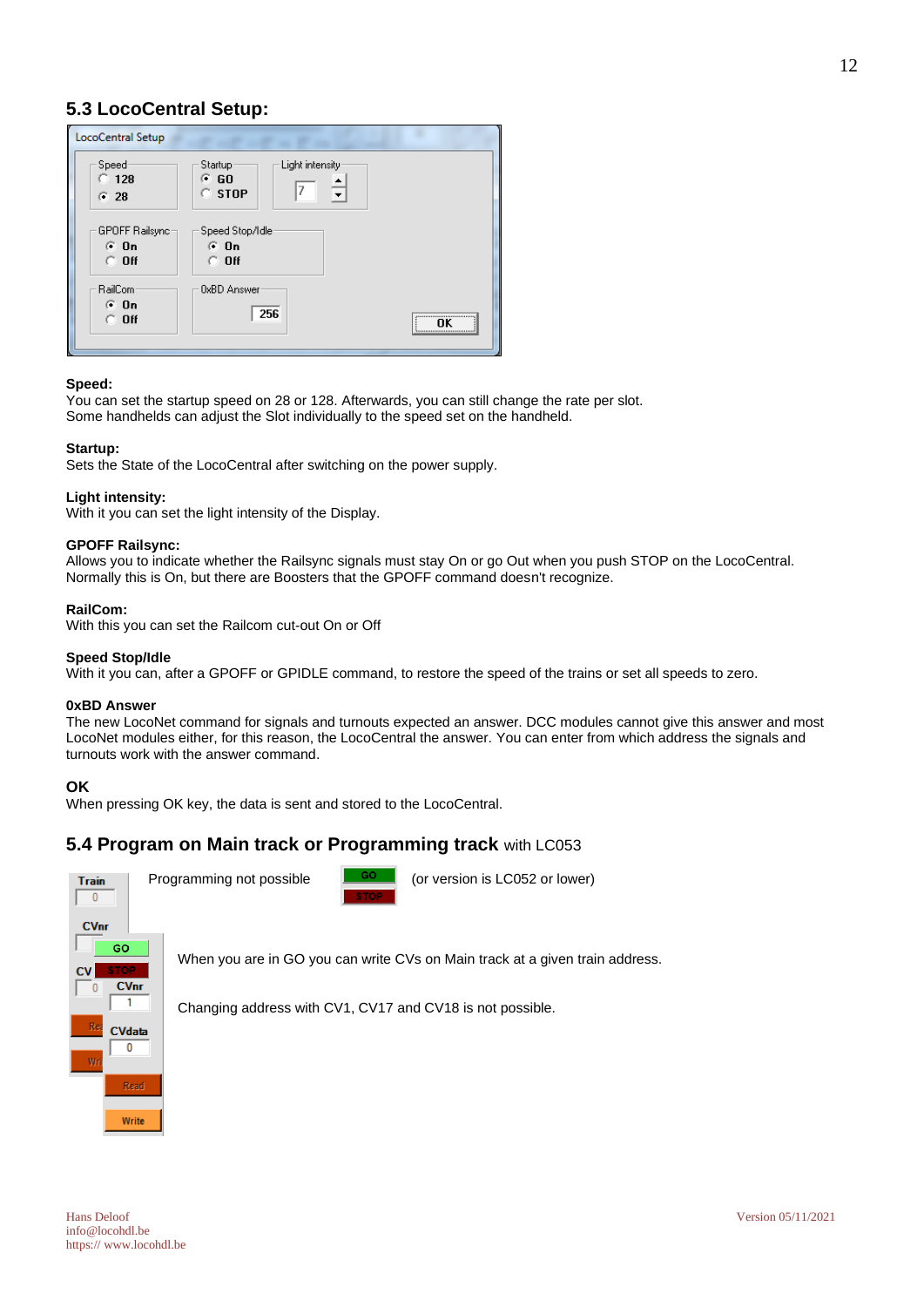## 5.3 LocoCentral Setup:

**Speed:**
You can set the startup speed on 28 or 128. Afterwards, you can still change the rate per slot.
Some handhelds can adjust the Slot individually to the speed set on the handheld.

**Startup:**
Sets the State of the LocoCentral after switching on the power supply.

**Light intensity:**
With it you can set the light intensity of the Display.

**GPOFF Railsync:**
Allows you to indicate whether the Railsync signals must stay On or go Out when you push STOP on the LocoCentral.
Normally this is On, but there are Boosters that the GPOFF command doesn't recognize.

**RailCom:**
With this you can set the Railcom cut-out On or Off

**Speed Stop/Idle**
With it you can, after a GPOFF or GPIDLE command, to restore the speed of the trains or set all speeds to zero.

**0xBD Answer**
The new LocoNet command for signals and turnouts expected an answer. DCC modules cannot give this answer and most LocoNet modules either, for this reason, the LocoCentral the answer. You can enter from which address the signals and turnouts work with the answer command.

**OK**
When pressing OK key, the data is sent and stored to the LocoCentral.

## 5.4 Program on Main track or Programming track with LC053

Programming not possible (or version is LC052 or lower)

When you are in GO you can write CVs on Main track at a given train address.

Changing address with CV1, CV17 and CV18 is not possible.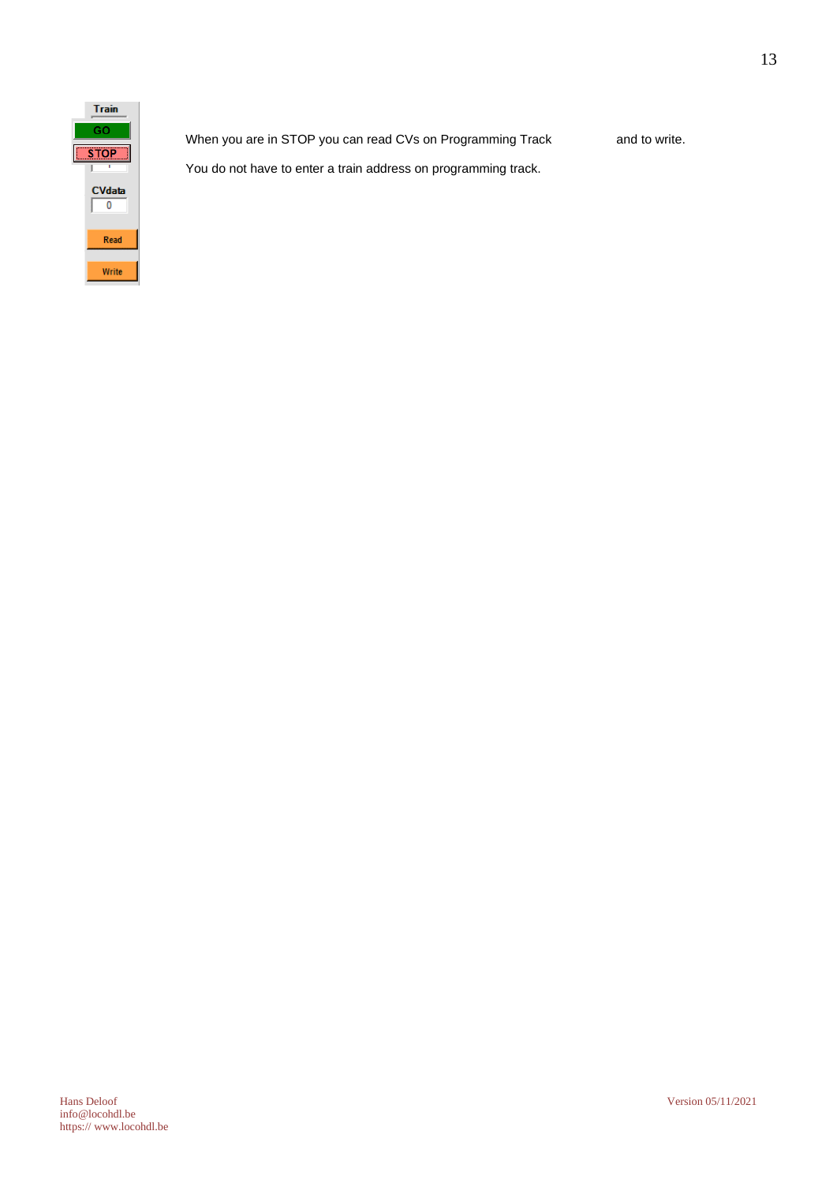Train

GO

STOP

CVdata

0

Read

Write

When you are in STOP you can read CVs on Programming Track and to write.

You do not have to enter a train address on programming track.